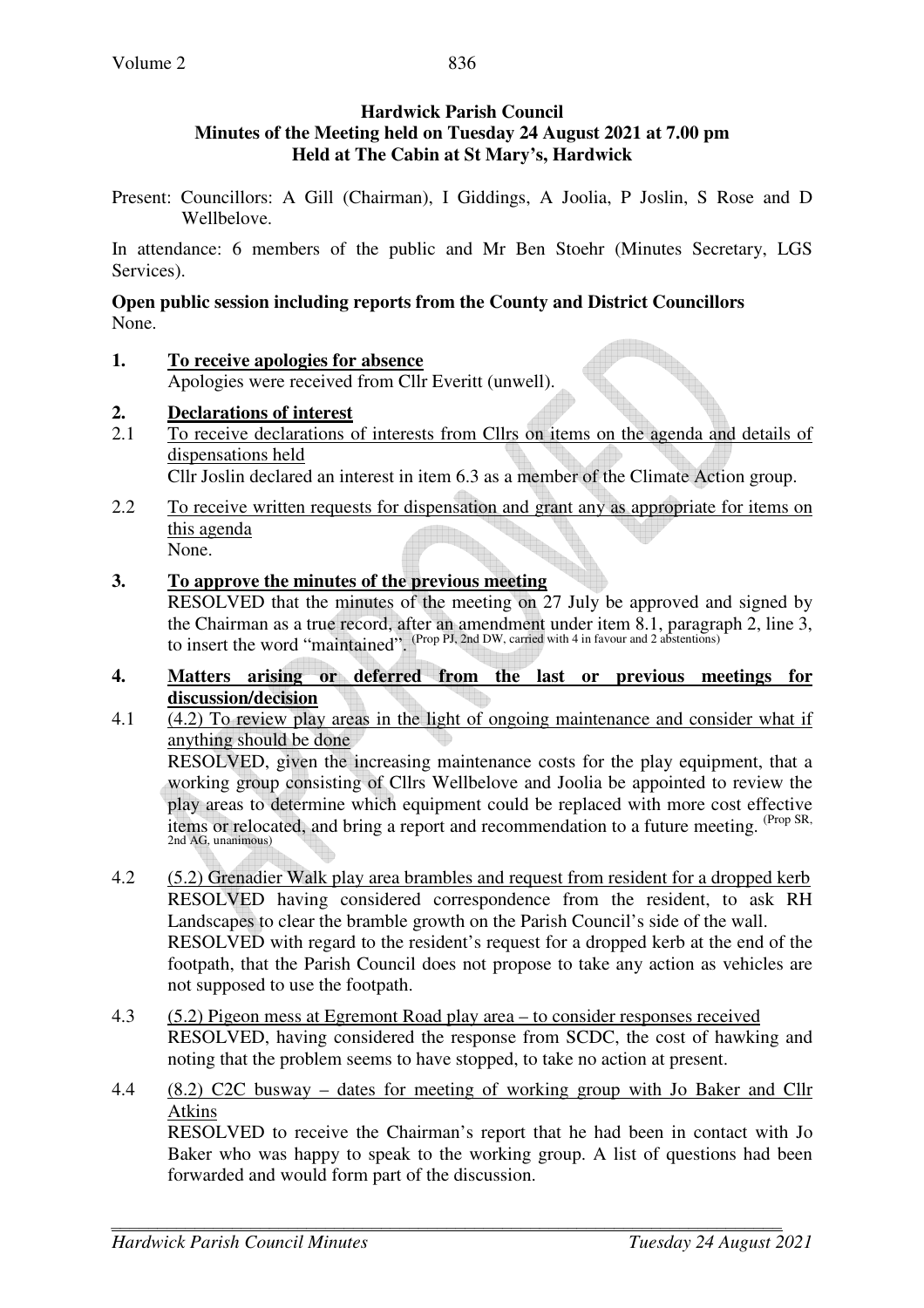**Hardwick Parish Council**
**Minutes of the Meeting held on Tuesday 24 August 2021 at 7.00 pm**
**Held at The Cabin at St Mary's, Hardwick**

Present: Councillors: A Gill (Chairman), I Giddings, A Joolia, P Joslin, S Rose and D Wellbelove.

In attendance: 6 members of the public and Mr Ben Stoehr (Minutes Secretary, LGS Services).

**Open public session including reports from the County and District Councillors**
None.

**1. To receive apologies for absence**
Apologies were received from Cllr Everitt (unwell).

**2. Declarations of interest**

2.1 To receive declarations of interests from Cllrs on items on the agenda and details of dispensations held
Cllr Joslin declared an interest in item 6.3 as a member of the Climate Action group.

2.2 To receive written requests for dispensation and grant any as appropriate for items on this agenda
None.

**3. To approve the minutes of the previous meeting**
RESOLVED that the minutes of the meeting on 27 July be approved and signed by the Chairman as a true record, after an amendment under item 8.1, paragraph 2, line 3, to insert the word "maintained". (Prop PJ, 2nd DW, carried with 4 in favour and 2 abstentions)

**4. Matters arising or deferred from the last or previous meetings for discussion/decision**

4.1 (4.2) To review play areas in the light of ongoing maintenance and consider what if anything should be done
RESOLVED, given the increasing maintenance costs for the play equipment, that a working group consisting of Cllrs Wellbelove and Joolia be appointed to review the play areas to determine which equipment could be replaced with more cost effective items or relocated, and bring a report and recommendation to a future meeting. (Prop SR, 2nd AG, unanimous)

4.2 (5.2) Grenadier Walk play area brambles and request from resident for a dropped kerb
RESOLVED having considered correspondence from the resident, to ask RH Landscapes to clear the bramble growth on the Parish Council's side of the wall.
RESOLVED with regard to the resident's request for a dropped kerb at the end of the footpath, that the Parish Council does not propose to take any action as vehicles are not supposed to use the footpath.

4.3 (5.2) Pigeon mess at Egremont Road play area – to consider responses received
RESOLVED, having considered the response from SCDC, the cost of hawking and noting that the problem seems to have stopped, to take no action at present.

4.4 (8.2) C2C busway – dates for meeting of working group with Jo Baker and Cllr Atkins
RESOLVED to receive the Chairman's report that he had been in contact with Jo Baker who was happy to speak to the working group. A list of questions had been forwarded and would form part of the discussion.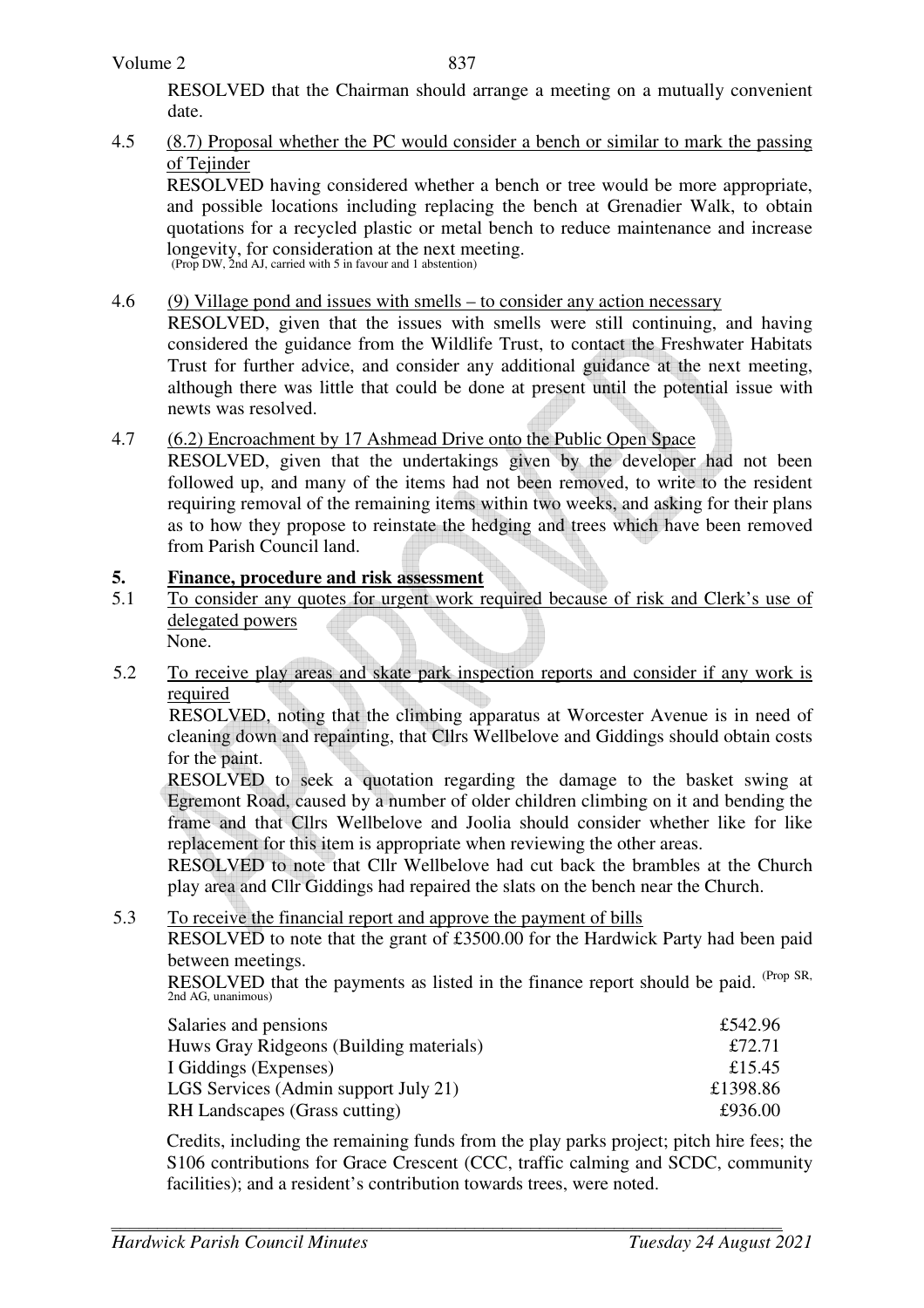RESOLVED that the Chairman should arrange a meeting on a mutually convenient date.

4.5 (8.7) Proposal whether the PC would consider a bench or similar to mark the passing of Tejinder

RESOLVED having considered whether a bench or tree would be more appropriate, and possible locations including replacing the bench at Grenadier Walk, to obtain quotations for a recycled plastic or metal bench to reduce maintenance and increase longevity, for consideration at the next meeting. (Prop DW, 2nd AJ, carried with 5 in favour and 1 abstention)

4.6 (9) Village pond and issues with smells – to consider any action necessary

RESOLVED, given that the issues with smells were still continuing, and having considered the guidance from the Wildlife Trust, to contact the Freshwater Habitats Trust for further advice, and consider any additional guidance at the next meeting, although there was little that could be done at present until the potential issue with newts was resolved.

4.7 (6.2) Encroachment by 17 Ashmead Drive onto the Public Open Space

RESOLVED, given that the undertakings given by the developer had not been followed up, and many of the items had not been removed, to write to the resident requiring removal of the remaining items within two weeks, and asking for their plans as to how they propose to reinstate the hedging and trees which have been removed from Parish Council land.

## 5. Finance, procedure and risk assessment

5.1 To consider any quotes for urgent work required because of risk and Clerk's use of delegated powers

None.

5.2 To receive play areas and skate park inspection reports and consider if any work is required

RESOLVED, noting that the climbing apparatus at Worcester Avenue is in need of cleaning down and repainting, that Cllrs Wellbelove and Giddings should obtain costs for the paint.

RESOLVED to seek a quotation regarding the damage to the basket swing at Egremont Road, caused by a number of older children climbing on it and bending the frame and that Cllrs Wellbelove and Joolia should consider whether like for like replacement for this item is appropriate when reviewing the other areas.

RESOLVED to note that Cllr Wellbelove had cut back the brambles at the Church play area and Cllr Giddings had repaired the slats on the bench near the Church.

5.3 To receive the financial report and approve the payment of bills

RESOLVED to note that the grant of £3500.00 for the Hardwick Party had been paid between meetings.

RESOLVED that the payments as listed in the finance report should be paid. (Prop SR, 2nd AG, unanimous)

| | |
|---|---|
| Salaries and pensions | £542.96 |
| Huws Gray Ridgeons (Building materials) | £72.71 |
| I Giddings (Expenses) | £15.45 |
| LGS Services (Admin support July 21) | £1398.86 |
| RH Landscapes (Grass cutting) | £936.00 |

Credits, including the remaining funds from the play parks project; pitch hire fees; the S106 contributions for Grace Crescent (CCC, traffic calming and SCDC, community facilities); and a resident's contribution towards trees, were noted.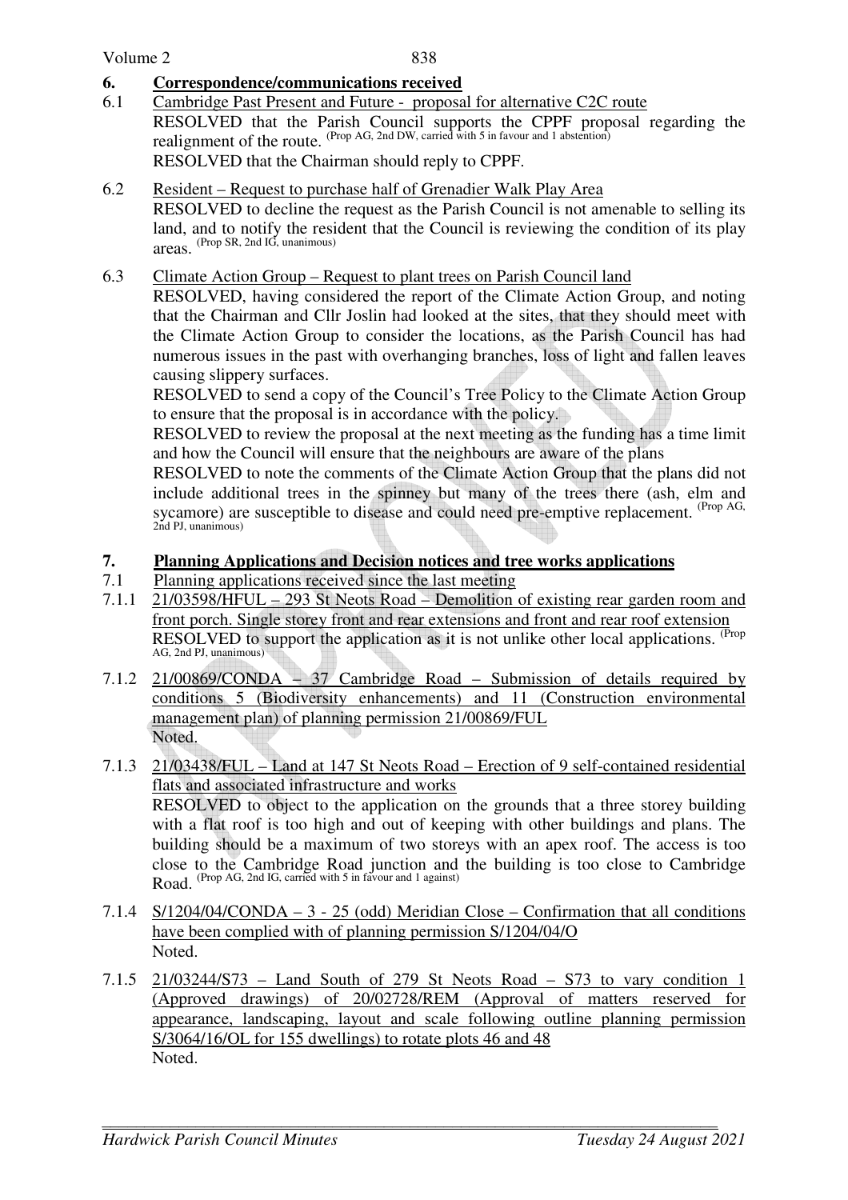## 6. Correspondence/communications received

6.1 Cambridge Past Present and Future - proposal for alternative C2C route

RESOLVED that the Parish Council supports the CPPF proposal regarding the realignment of the route. (Prop AG, 2nd DW, carried with 5 in favour and 1 abstention)

RESOLVED that the Chairman should reply to CPPF.

6.2 Resident – Request to purchase half of Grenadier Walk Play Area

RESOLVED to decline the request as the Parish Council is not amenable to selling its land, and to notify the resident that the Council is reviewing the condition of its play areas. (Prop SR, 2nd IG, unanimous)

6.3 Climate Action Group – Request to plant trees on Parish Council land

RESOLVED, having considered the report of the Climate Action Group, and noting that the Chairman and Cllr Joslin had looked at the sites, that they should meet with the Climate Action Group to consider the locations, as the Parish Council has had numerous issues in the past with overhanging branches, loss of light and fallen leaves causing slippery surfaces.

RESOLVED to send a copy of the Council's Tree Policy to the Climate Action Group to ensure that the proposal is in accordance with the policy.

RESOLVED to review the proposal at the next meeting as the funding has a time limit and how the Council will ensure that the neighbours are aware of the plans

RESOLVED to note the comments of the Climate Action Group that the plans did not include additional trees in the spinney but many of the trees there (ash, elm and sycamore) are susceptible to disease and could need pre-emptive replacement. (Prop AG, 2nd PJ, unanimous)

## 7. Planning Applications and Decision notices and tree works applications

7.1 Planning applications received since the last meeting

7.1.1 21/03598/HFUL – 293 St Neots Road – Demolition of existing rear garden room and front porch. Single storey front and rear extensions and front and rear roof extension

RESOLVED to support the application as it is not unlike other local applications. (Prop AG, 2nd PJ, unanimous)

7.1.2 21/00869/CONDA – 37 Cambridge Road – Submission of details required by conditions 5 (Biodiversity enhancements) and 11 (Construction environmental management plan) of planning permission 21/00869/FUL

Noted.

7.1.3 21/03438/FUL – Land at 147 St Neots Road – Erection of 9 self-contained residential flats and associated infrastructure and works

RESOLVED to object to the application on the grounds that a three storey building with a flat roof is too high and out of keeping with other buildings and plans. The building should be a maximum of two storeys with an apex roof. The access is too close to the Cambridge Road junction and the building is too close to Cambridge Road. (Prop AG, 2nd IG, carried with 5 in favour and 1 against)

7.1.4 S/1204/04/CONDA – 3 - 25 (odd) Meridian Close – Confirmation that all conditions have been complied with of planning permission S/1204/04/O

Noted.

7.1.5 21/03244/S73 – Land South of 279 St Neots Road – S73 to vary condition 1 (Approved drawings) of 20/02728/REM (Approval of matters reserved for appearance, landscaping, layout and scale following outline planning permission S/3064/16/OL for 155 dwellings) to rotate plots 46 and 48

Noted.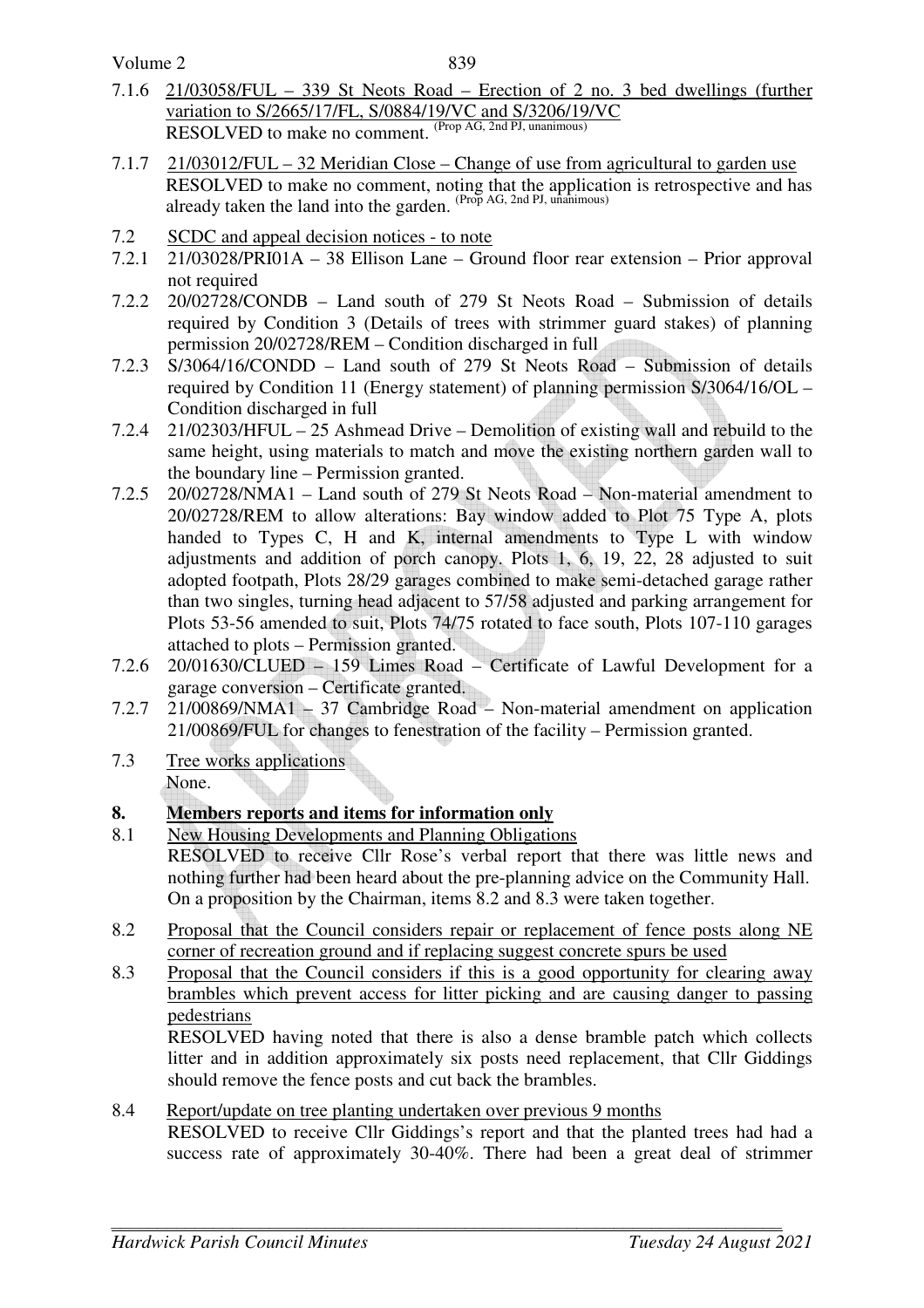7.1.6 21/03058/FUL – 339 St Neots Road – Erection of 2 no. 3 bed dwellings (further variation to S/2665/17/FL, S/0884/19/VC and S/3206/19/VC
RESOLVED to make no comment. (Prop AG, 2nd PJ, unanimous)

7.1.7 21/03012/FUL – 32 Meridian Close – Change of use from agricultural to garden use
RESOLVED to make no comment, noting that the application is retrospective and has already taken the land into the garden. (Prop AG, 2nd PJ, unanimous)

7.2 SCDC and appeal decision notices - to note

7.2.1 21/03028/PRI01A – 38 Ellison Lane – Ground floor rear extension – Prior approval not required

7.2.2 20/02728/CONDB – Land south of 279 St Neots Road – Submission of details required by Condition 3 (Details of trees with strimmer guard stakes) of planning permission 20/02728/REM – Condition discharged in full

7.2.3 S/3064/16/CONDD – Land south of 279 St Neots Road – Submission of details required by Condition 11 (Energy statement) of planning permission S/3064/16/OL – Condition discharged in full

7.2.4 21/02303/HFUL – 25 Ashmead Drive – Demolition of existing wall and rebuild to the same height, using materials to match and move the existing northern garden wall to the boundary line – Permission granted.

7.2.5 20/02728/NMA1 – Land south of 279 St Neots Road – Non-material amendment to 20/02728/REM to allow alterations: Bay window added to Plot 75 Type A, plots handed to Types C, H and K, internal amendments to Type L with window adjustments and addition of porch canopy. Plots 1, 6, 19, 22, 28 adjusted to suit adopted footpath, Plots 28/29 garages combined to make semi-detached garage rather than two singles, turning head adjacent to 57/58 adjusted and parking arrangement for Plots 53-56 amended to suit, Plots 74/75 rotated to face south, Plots 107-110 garages attached to plots – Permission granted.

7.2.6 20/01630/CLUED – 159 Limes Road – Certificate of Lawful Development for a garage conversion – Certificate granted.

7.2.7 21/00869/NMA1 – 37 Cambridge Road – Non-material amendment on application 21/00869/FUL for changes to fenestration of the facility – Permission granted.

7.3 Tree works applications
None.

## 8. Members reports and items for information only

8.1 New Housing Developments and Planning Obligations
RESOLVED to receive Cllr Rose's verbal report that there was little news and nothing further had been heard about the pre-planning advice on the Community Hall.
On a proposition by the Chairman, items 8.2 and 8.3 were taken together.

8.2 Proposal that the Council considers repair or replacement of fence posts along NE corner of recreation ground and if replacing suggest concrete spurs be used

8.3 Proposal that the Council considers if this is a good opportunity for clearing away brambles which prevent access for litter picking and are causing danger to passing pedestrians
RESOLVED having noted that there is also a dense bramble patch which collects litter and in addition approximately six posts need replacement, that Cllr Giddings should remove the fence posts and cut back the brambles.

8.4 Report/update on tree planting undertaken over previous 9 months
RESOLVED to receive Cllr Giddings's report and that the planted trees had had a success rate of approximately 30-40%. There had been a great deal of strimmer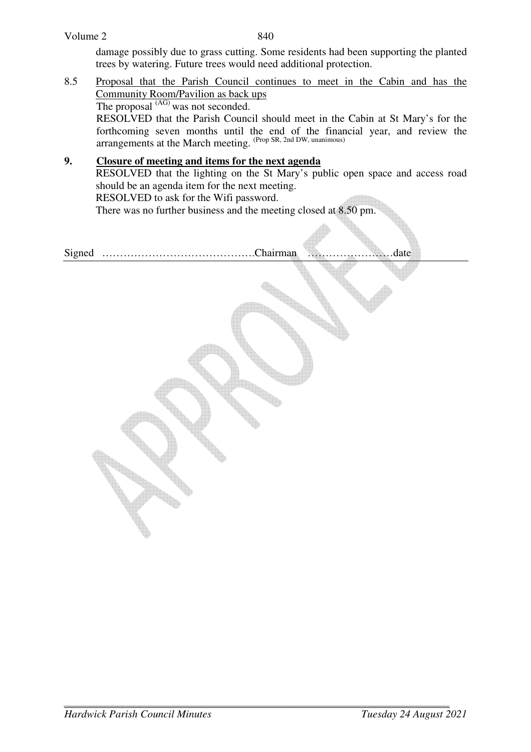damage possibly due to grass cutting. Some residents had been supporting the planted trees by watering. Future trees would need additional protection.

8.5 Proposal that the Parish Council continues to meet in the Cabin and has the Community Room/Pavilion as back ups

The proposal (AG) was not seconded.

RESOLVED that the Parish Council should meet in the Cabin at St Mary's for the forthcoming seven months until the end of the financial year, and review the arrangements at the March meeting. (Prop SR, 2nd DW, unanimous)

## 9. Closure of meeting and items for the next agenda

RESOLVED that the lighting on the St Mary's public open space and access road should be an agenda item for the next meeting.

RESOLVED to ask for the Wifi password.

There was no further business and the meeting closed at 8.50 pm.

Signed …………………………………….Chairman ……………………date